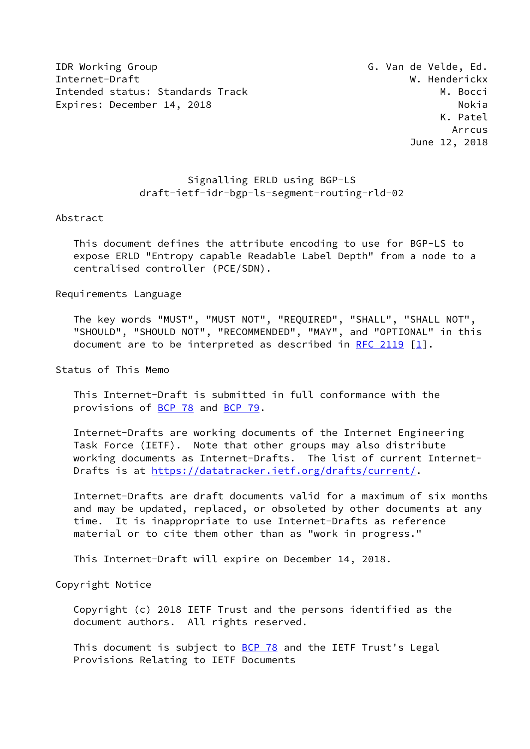IDR Working Group G. Van de Velde, Ed.
Internet-Draft W. Henderickx
Intended status: Standards Track M. Bocci
Expires: December 14, 2018 Nokia
K. Patel
Arrcus
June 12, 2018

# Signalling ERLD using BGP-LS
## draft-ietf-idr-bgp-ls-segment-routing-rld-02

## Abstract

This document defines the attribute encoding to use for BGP-LS to expose ERLD "Entropy capable Readable Label Depth" from a node to a centralised controller (PCE/SDN).

## Requirements Language

The key words "MUST", "MUST NOT", "REQUIRED", "SHALL", "SHALL NOT", "SHOULD", "SHOULD NOT", "RECOMMENDED", "MAY", and "OPTIONAL" in this document are to be interpreted as described in RFC 2119 [1].

## Status of This Memo

This Internet-Draft is submitted in full conformance with the provisions of BCP 78 and BCP 79.

Internet-Drafts are working documents of the Internet Engineering Task Force (IETF). Note that other groups may also distribute working documents as Internet-Drafts. The list of current Internet-Drafts is at https://datatracker.ietf.org/drafts/current/.

Internet-Drafts are draft documents valid for a maximum of six months and may be updated, replaced, or obsoleted by other documents at any time. It is inappropriate to use Internet-Drafts as reference material or to cite them other than as "work in progress."

This Internet-Draft will expire on December 14, 2018.

## Copyright Notice

Copyright (c) 2018 IETF Trust and the persons identified as the document authors. All rights reserved.

This document is subject to BCP 78 and the IETF Trust's Legal Provisions Relating to IETF Documents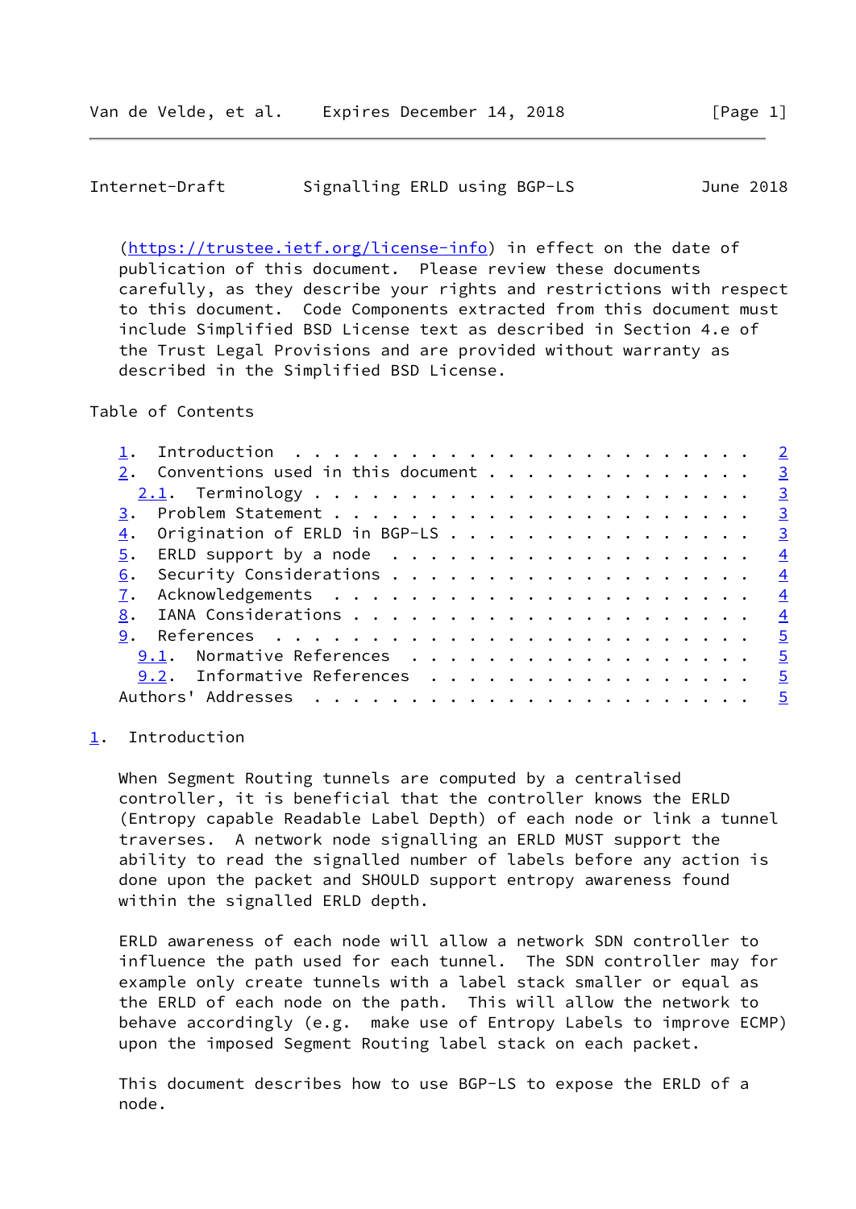(https://trustee.ietf.org/license-info) in effect on the date of publication of this document. Please review these documents carefully, as they describe your rights and restrictions with respect to this document. Code Components extracted from this document must include Simplified BSD License text as described in Section 4.e of the Trust Legal Provisions and are provided without warranty as described in the Simplified BSD License.

Table of Contents

```
   1.  Introduction . . . . . . . . . . . . . . . . . . . . . . . .   2
   2.  Conventions used in this document . . . . . . . . . . . . . .   3
     2.1.  Terminology . . . . . . . . . . . . . . . . . . . . . . .   3
   3.  Problem Statement . . . . . . . . . . . . . . . . . . . . . .   3
   4.  Origination of ERLD in BGP-LS . . . . . . . . . . . . . . . .   3
   5.  ERLD support by a node  . . . . . . . . . . . . . . . . . . .   4
   6.  Security Considerations . . . . . . . . . . . . . . . . . . .   4
   7.  Acknowledgements  . . . . . . . . . . . . . . . . . . . . . .   4
   8.  IANA Considerations . . . . . . . . . . . . . . . . . . . . .   4
   9.  References  . . . . . . . . . . . . . . . . . . . . . . . . .   5
     9.1.  Normative References  . . . . . . . . . . . . . . . . . .   5
     9.2.  Informative References  . . . . . . . . . . . . . . . . .   5
   Authors' Addresses  . . . . . . . . . . . . . . . . . . . . . . .   5
```

## 1. Introduction

When Segment Routing tunnels are computed by a centralised controller, it is beneficial that the controller knows the ERLD (Entropy capable Readable Label Depth) of each node or link a tunnel traverses. A network node signalling an ERLD MUST support the ability to read the signalled number of labels before any action is done upon the packet and SHOULD support entropy awareness found within the signalled ERLD depth.

ERLD awareness of each node will allow a network SDN controller to influence the path used for each tunnel. The SDN controller may for example only create tunnels with a label stack smaller or equal as the ERLD of each node on the path. This will allow the network to behave accordingly (e.g. make use of Entropy Labels to improve ECMP) upon the imposed Segment Routing label stack on each packet.

This document describes how to use BGP-LS to expose the ERLD of a node.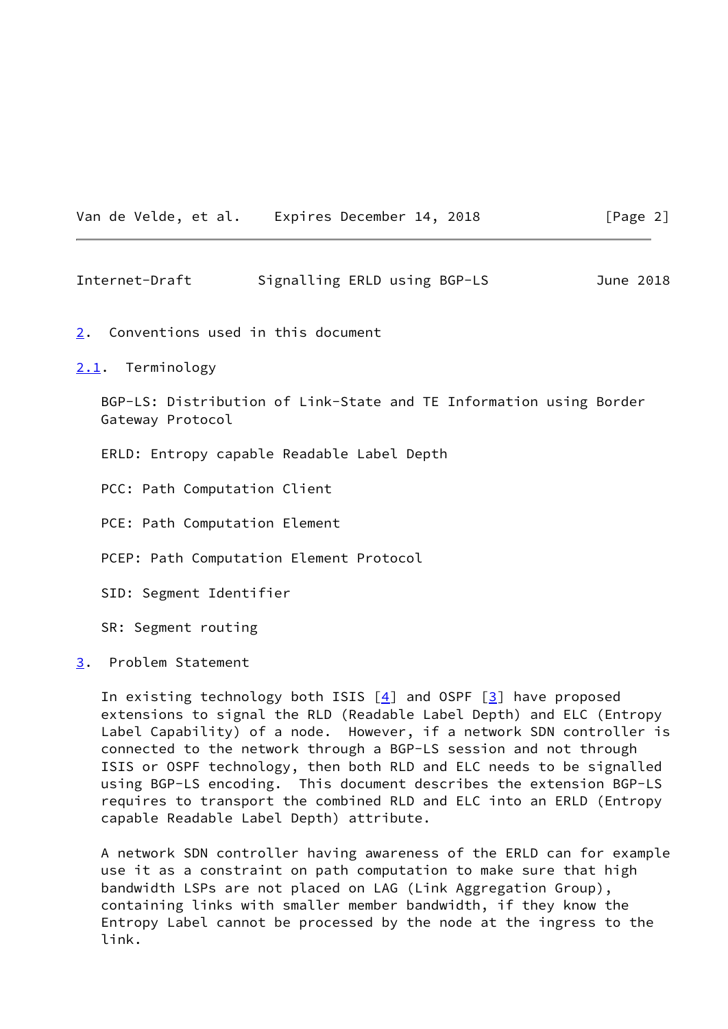## 2. Conventions used in this document

### 2.1. Terminology

BGP-LS: Distribution of Link-State and TE Information using Border Gateway Protocol

ERLD: Entropy capable Readable Label Depth

PCC: Path Computation Client

PCE: Path Computation Element

PCEP: Path Computation Element Protocol

SID: Segment Identifier

SR: Segment routing

## 3. Problem Statement

In existing technology both ISIS [4] and OSPF [3] have proposed extensions to signal the RLD (Readable Label Depth) and ELC (Entropy Label Capability) of a node. However, if a network SDN controller is connected to the network through a BGP-LS session and not through ISIS or OSPF technology, then both RLD and ELC needs to be signalled using BGP-LS encoding. This document describes the extension BGP-LS requires to transport the combined RLD and ELC into an ERLD (Entropy capable Readable Label Depth) attribute.

A network SDN controller having awareness of the ERLD can for example use it as a constraint on path computation to make sure that high bandwidth LSPs are not placed on LAG (Link Aggregation Group), containing links with smaller member bandwidth, if they know the Entropy Label cannot be processed by the node at the ingress to the link.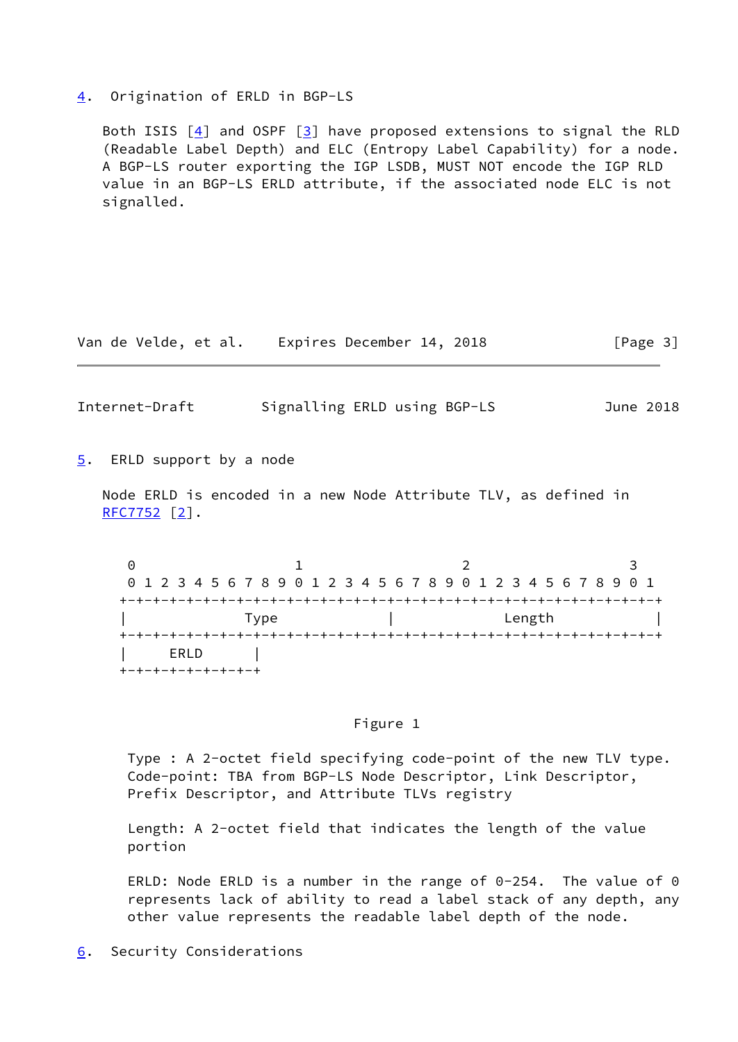## 4. Origination of ERLD in BGP-LS

Both ISIS [4] and OSPF [3] have proposed extensions to signal the RLD (Readable Label Depth) and ELC (Entropy Label Capability) for a node. A BGP-LS router exporting the IGP LSDB, MUST NOT encode the IGP RLD value in an BGP-LS ERLD attribute, if the associated node ELC is not signalled.

## 5. ERLD support by a node

Node ERLD is encoded in a new Node Attribute TLV, as defined in RFC7752 [2].

```
 0                   1                   2                   3
 0 1 2 3 4 5 6 7 8 9 0 1 2 3 4 5 6 7 8 9 0 1 2 3 4 5 6 7 8 9 0 1
+-+-+-+-+-+-+-+-+-+-+-+-+-+-+-+-+-+-+-+-+-+-+-+-+-+-+-+-+-+-+-+-+
|              Type             |             Length            |
+-+-+-+-+-+-+-+-+-+-+-+-+-+-+-+-+-+-+-+-+-+-+-+-+-+-+-+-+-+-+-+-+
|     ERLD      |
+-+-+-+-+-+-+-+-+
```

Figure 1

Type : A 2-octet field specifying code-point of the new TLV type. Code-point: TBA from BGP-LS Node Descriptor, Link Descriptor, Prefix Descriptor, and Attribute TLVs registry

Length: A 2-octet field that indicates the length of the value portion

ERLD: Node ERLD is a number in the range of 0-254. The value of 0 represents lack of ability to read a label stack of any depth, any other value represents the readable label depth of the node.

## 6. Security Considerations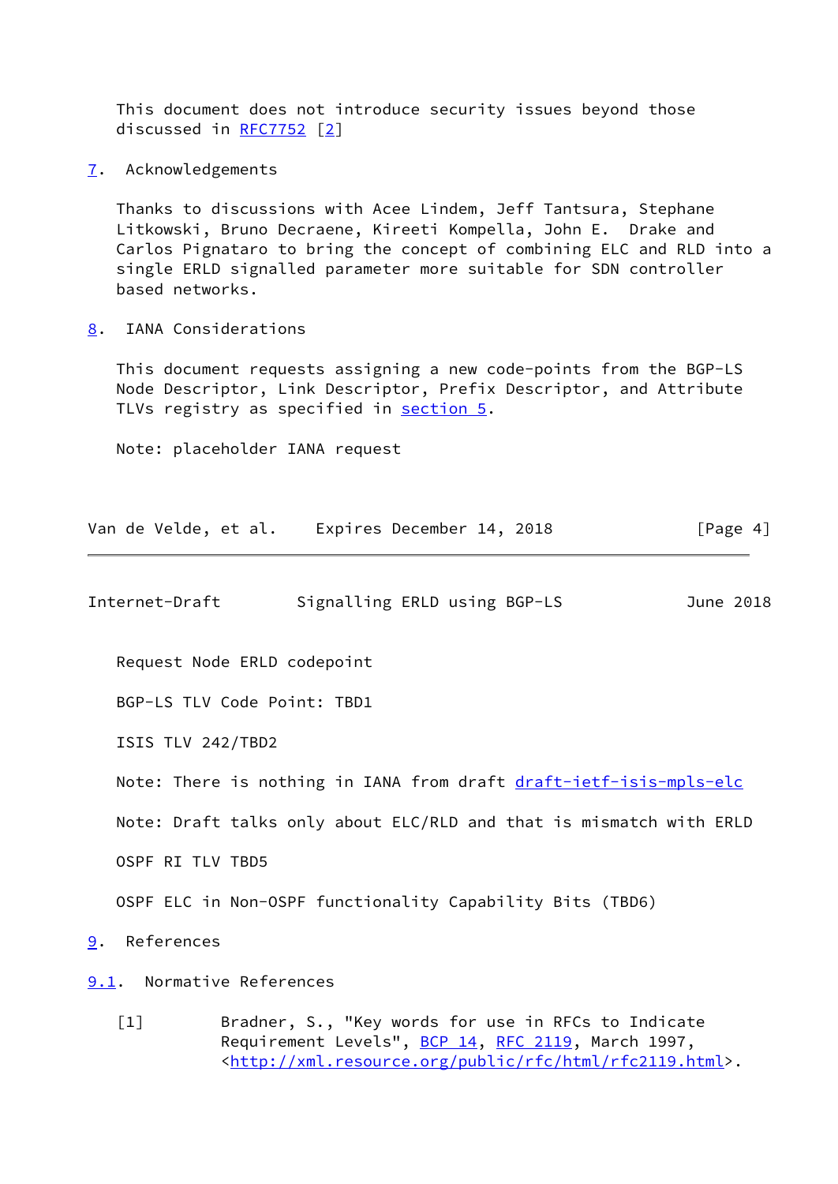This document does not introduce security issues beyond those discussed in RFC7752 [2]

## 7. Acknowledgements

Thanks to discussions with Acee Lindem, Jeff Tantsura, Stephane Litkowski, Bruno Decraene, Kireeti Kompella, John E. Drake and Carlos Pignataro to bring the concept of combining ELC and RLD into a single ERLD signalled parameter more suitable for SDN controller based networks.

## 8. IANA Considerations

This document requests assigning a new code-points from the BGP-LS Node Descriptor, Link Descriptor, Prefix Descriptor, and Attribute TLVs registry as specified in section 5.

Note: placeholder IANA request

Request Node ERLD codepoint

BGP-LS TLV Code Point: TBD1

ISIS TLV 242/TBD2

Note: There is nothing in IANA from draft draft-ietf-isis-mpls-elc

Note: Draft talks only about ELC/RLD and that is mismatch with ERLD

OSPF RI TLV TBD5

OSPF ELC in Non-OSPF functionality Capability Bits (TBD6)

## 9. References

### 9.1. Normative References

[1] Bradner, S., "Key words for use in RFCs to Indicate Requirement Levels", BCP 14, RFC 2119, March 1997, <http://xml.resource.org/public/rfc/html/rfc2119.html>.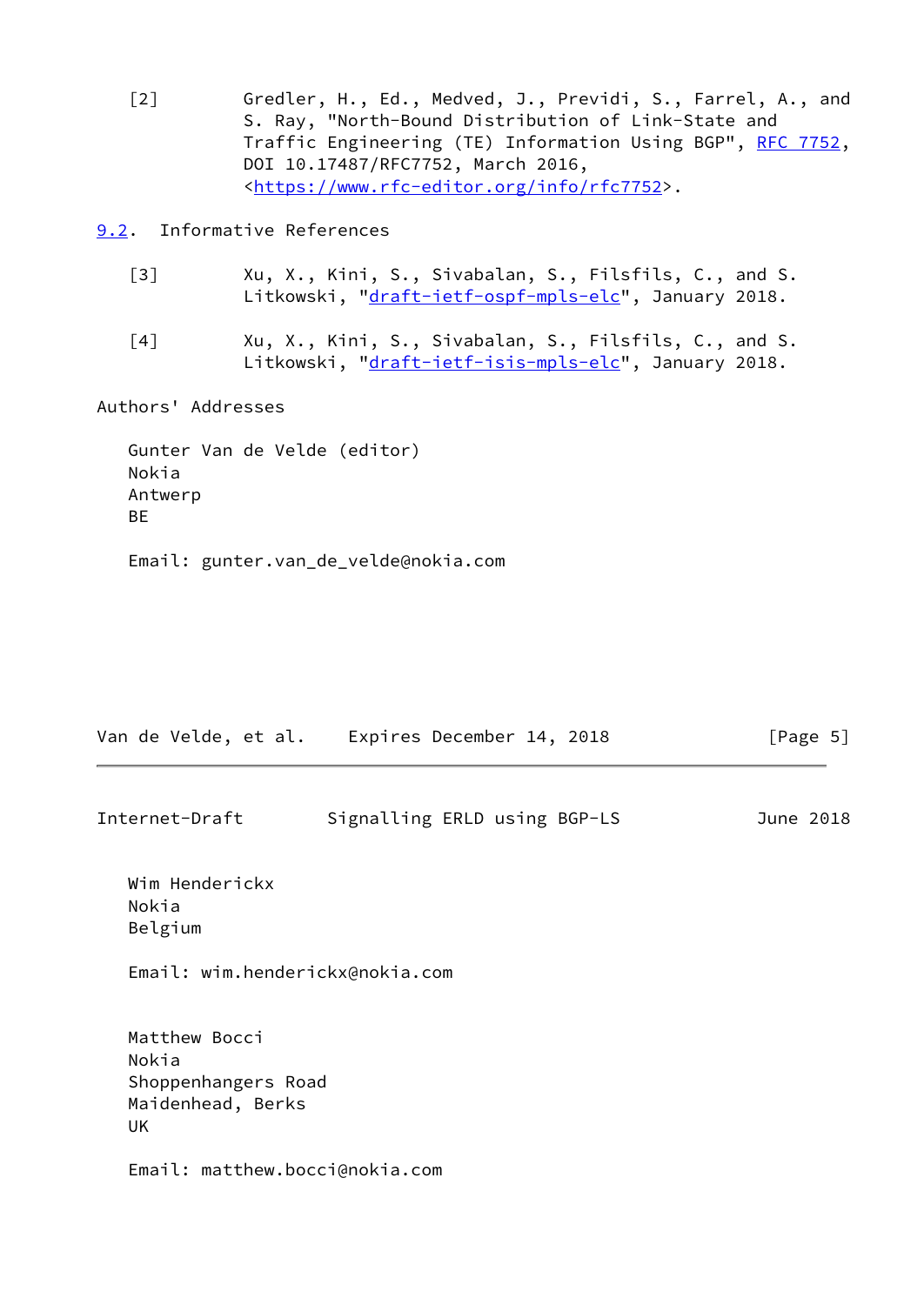[2] Gredler, H., Ed., Medved, J., Previdi, S., Farrel, A., and S. Ray, "North-Bound Distribution of Link-State and Traffic Engineering (TE) Information Using BGP", RFC 7752, DOI 10.17487/RFC7752, March 2016, <https://www.rfc-editor.org/info/rfc7752>.

### 9.2. Informative References

[3] Xu, X., Kini, S., Sivabalan, S., Filsfils, C., and S. Litkowski, "draft-ietf-ospf-mpls-elc", January 2018.

[4] Xu, X., Kini, S., Sivabalan, S., Filsfils, C., and S. Litkowski, "draft-ietf-isis-mpls-elc", January 2018.

## Authors' Addresses

Gunter Van de Velde (editor)
Nokia
Antwerp
BE

Email: gunter.van_de_velde@nokia.com

Wim Henderickx
Nokia
Belgium

Email: wim.henderickx@nokia.com

Matthew Bocci
Nokia
Shoppenhangers Road
Maidenhead, Berks
UK

Email: matthew.bocci@nokia.com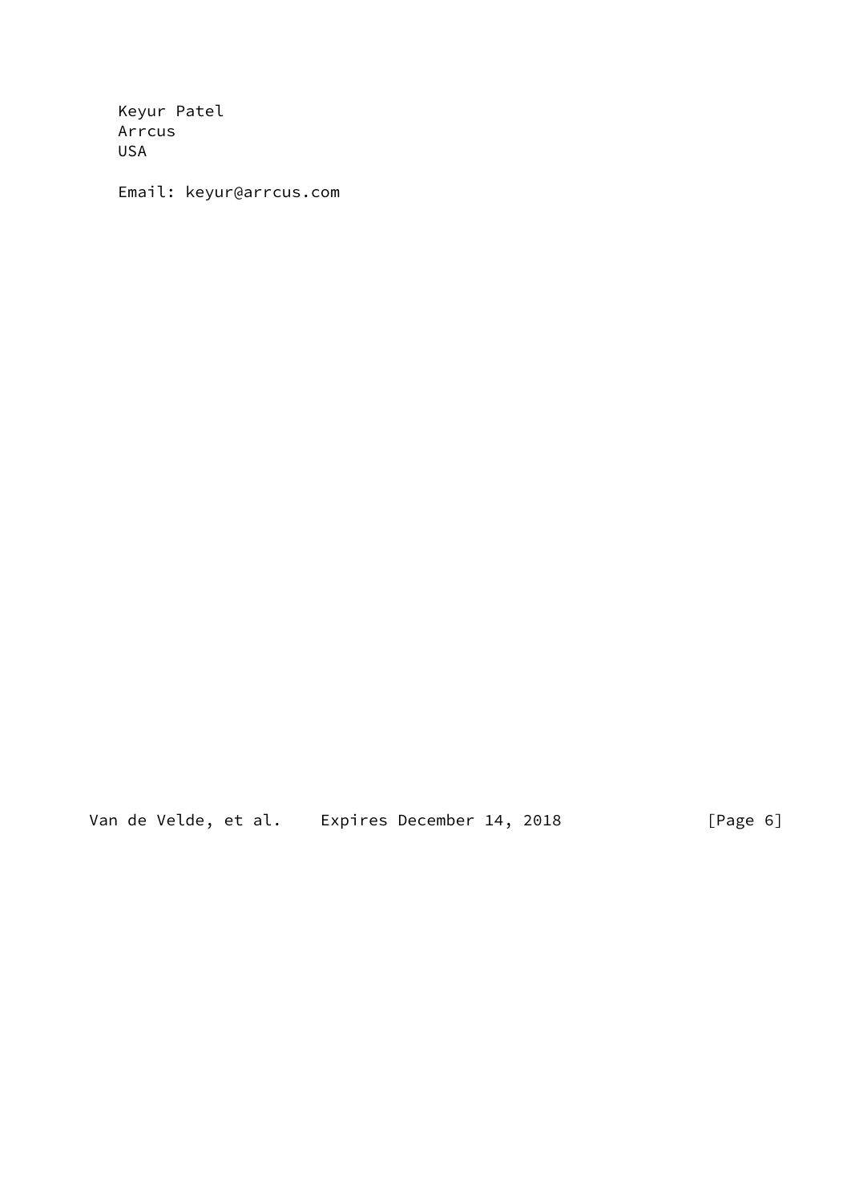Keyur Patel
Arrcus
USA

Email: keyur@arrcus.com